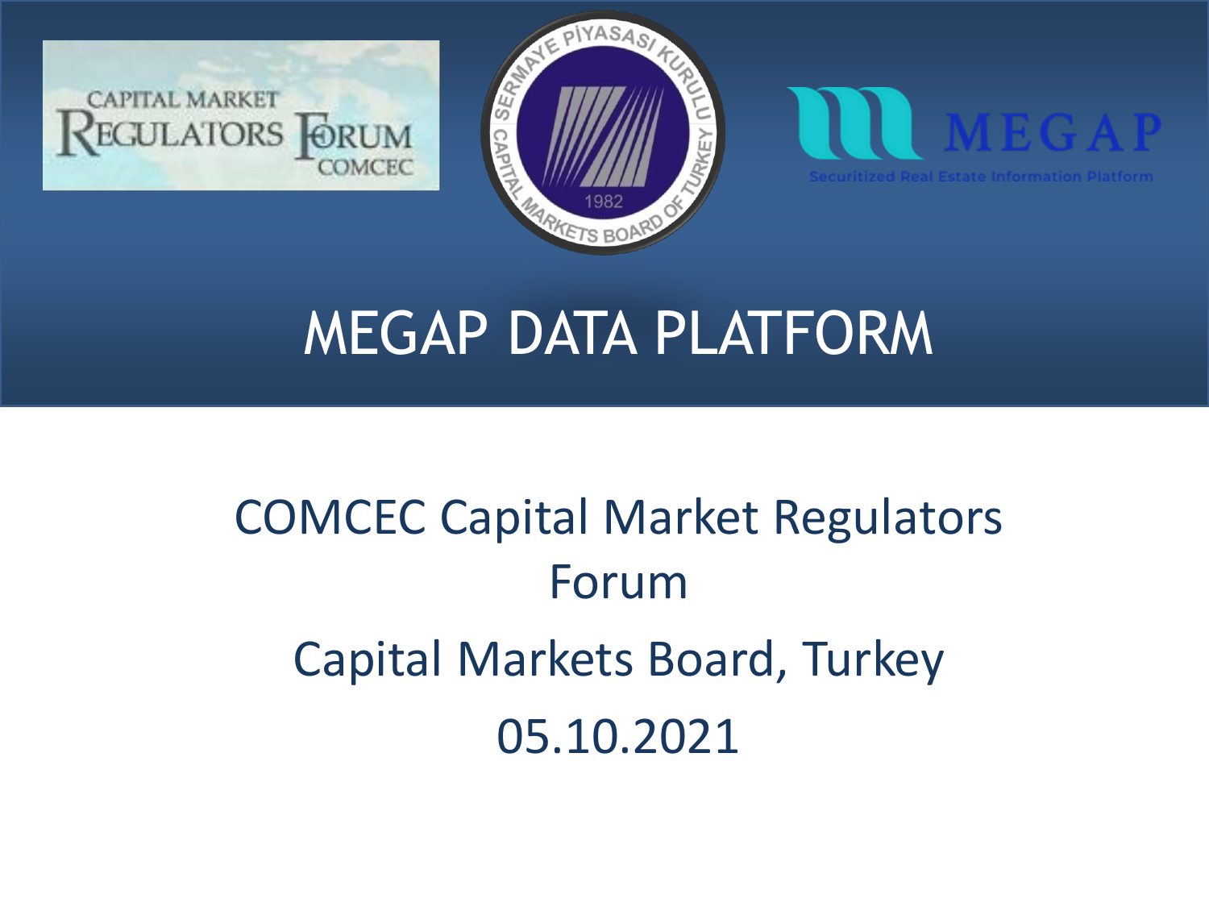# MEGAP DATA PLATFORM

COMCEC Capital Market Regulators Forum

Capital Markets Board, Turkey

05.10.2021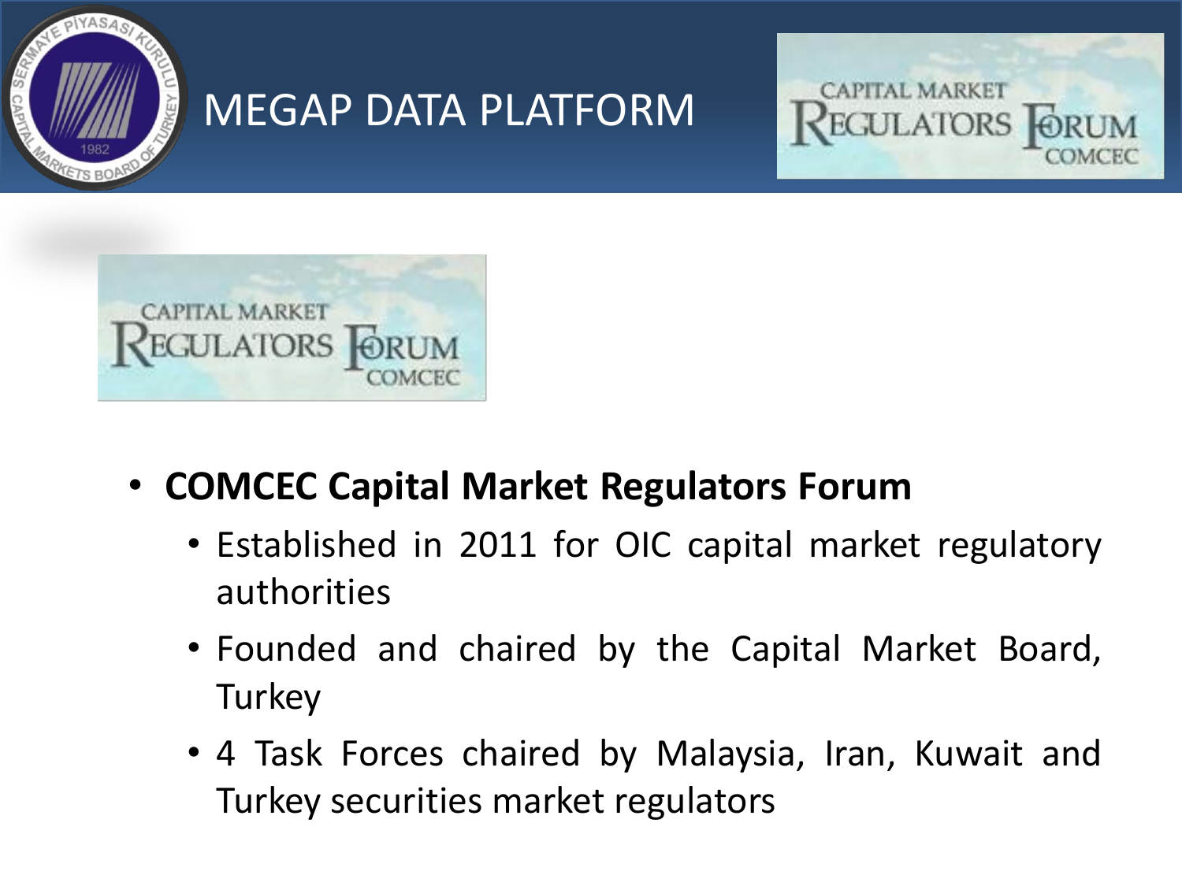# MEGAP DATA PLATFORM

- **COMCEC Capital Market Regulators Forum**
  - Established in 2011 for OIC capital market regulatory authorities
  - Founded and chaired by the Capital Market Board, Turkey
  - 4 Task Forces chaired by Malaysia, Iran, Kuwait and Turkey securities market regulators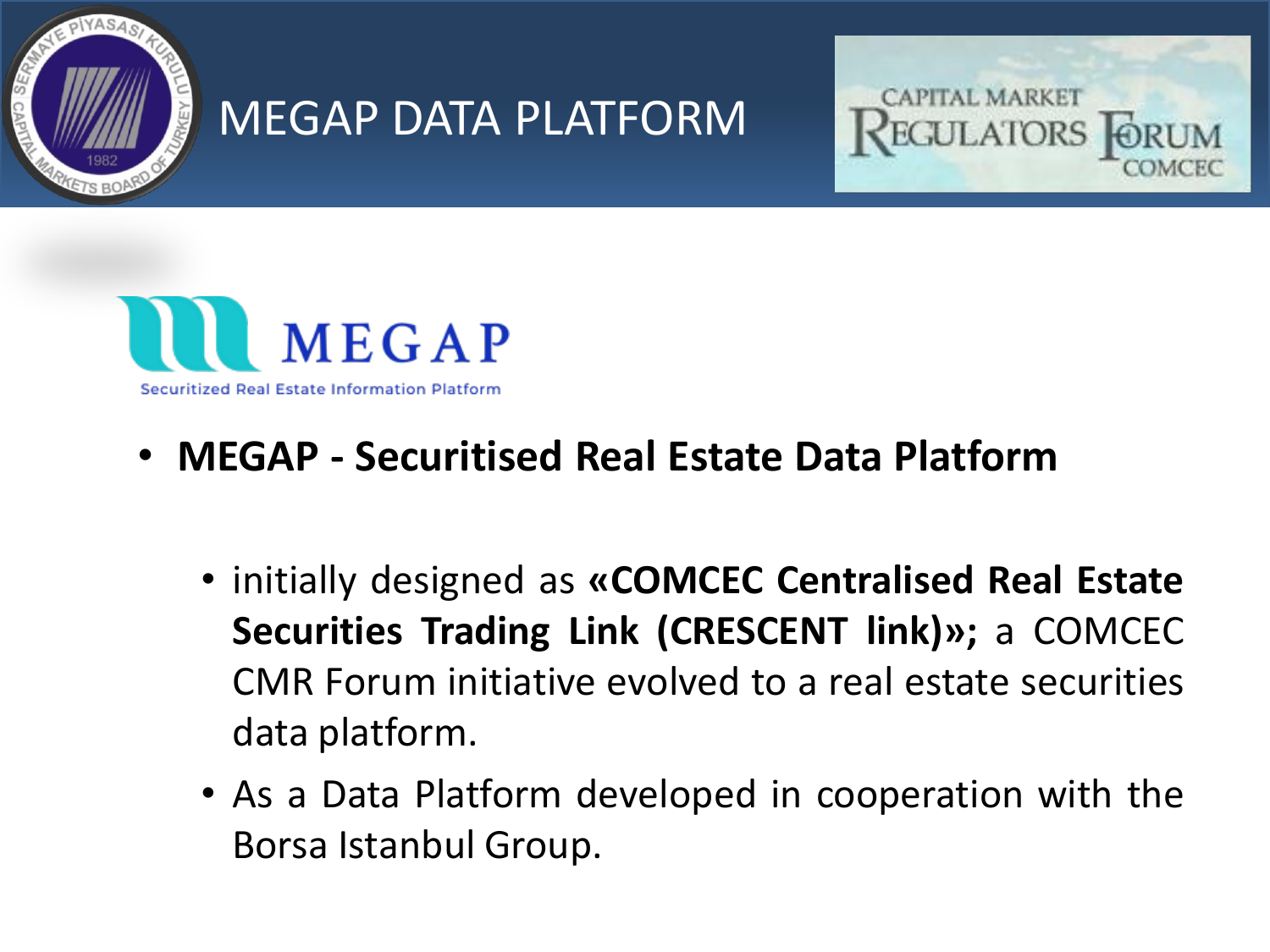# MEGAP DATA PLATFORM

MEGAP
Securitized Real Estate Information Platform

- **MEGAP - Securitised Real Estate Data Platform**
  - initially designed as **«COMCEC Centralised Real Estate Securities Trading Link (CRESCENT link)»;** a COMCEC CMR Forum initiative evolved to a real estate securities data platform.
  - As a Data Platform developed in cooperation with the Borsa Istanbul Group.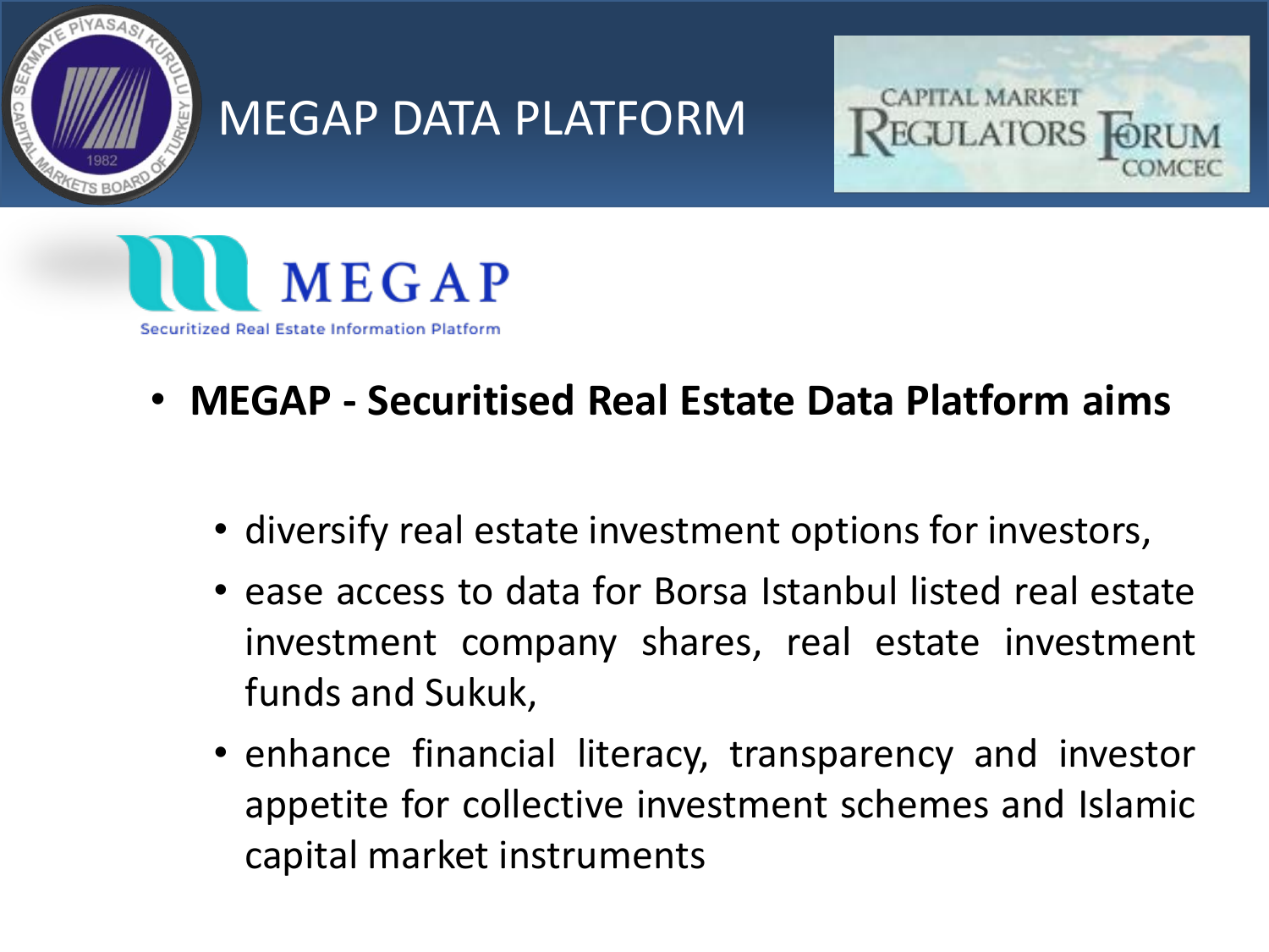# MEGAP DATA PLATFORM

MEGAP

Securitized Real Estate Information Platform

- **MEGAP - Securitised Real Estate Data Platform aims**
  - diversify real estate investment options for investors,
  - ease access to data for Borsa Istanbul listed real estate investment company shares, real estate investment funds and Sukuk,
  - enhance financial literacy, transparency and investor appetite for collective investment schemes and Islamic capital market instruments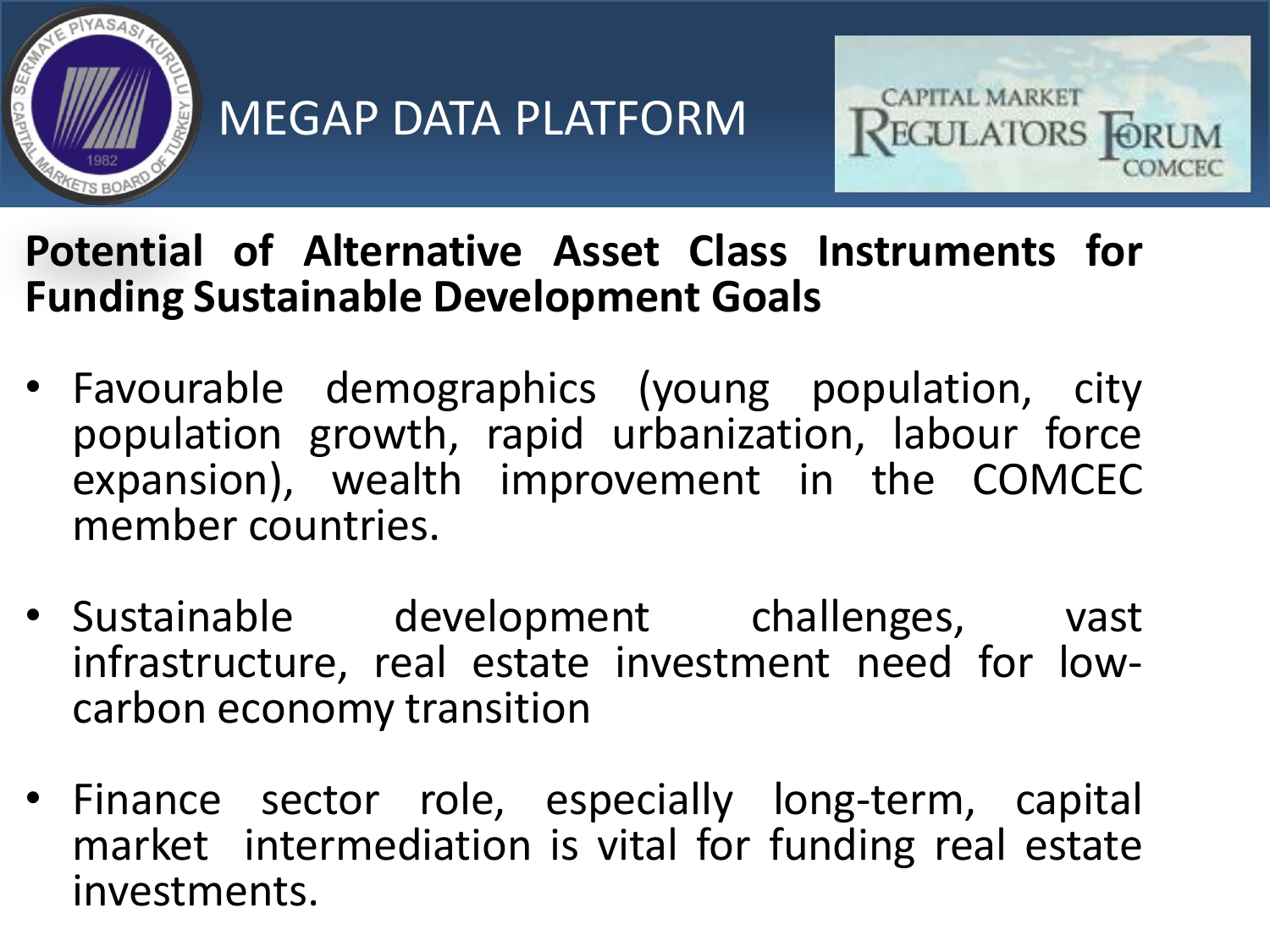# MEGAP DATA PLATFORM

## Potential of Alternative Asset Class Instruments for Funding Sustainable Development Goals

- Favourable demographics (young population, city population growth, rapid urbanization, labour force expansion), wealth improvement in the COMCEC member countries.
- Sustainable development challenges, vast infrastructure, real estate investment need for low-carbon economy transition
- Finance sector role, especially long-term, capital market intermediation is vital for funding real estate investments.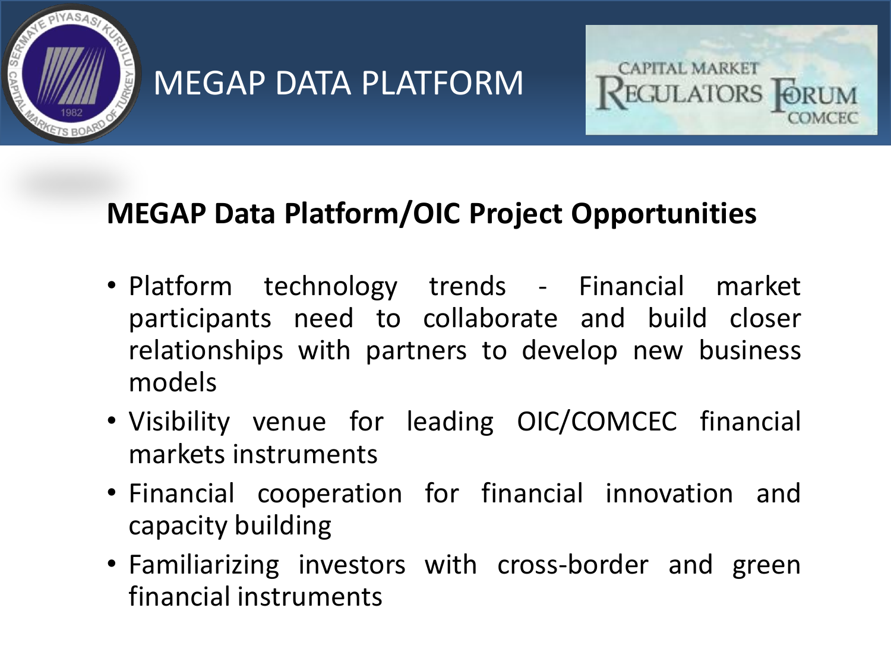# MEGAP DATA PLATFORM

## MEGAP Data Platform/OIC Project Opportunities

- Platform technology trends - Financial market participants need to collaborate and build closer relationships with partners to develop new business models
- Visibility venue for leading OIC/COMCEC financial markets instruments
- Financial cooperation for financial innovation and capacity building
- Familiarizing investors with cross-border and green financial instruments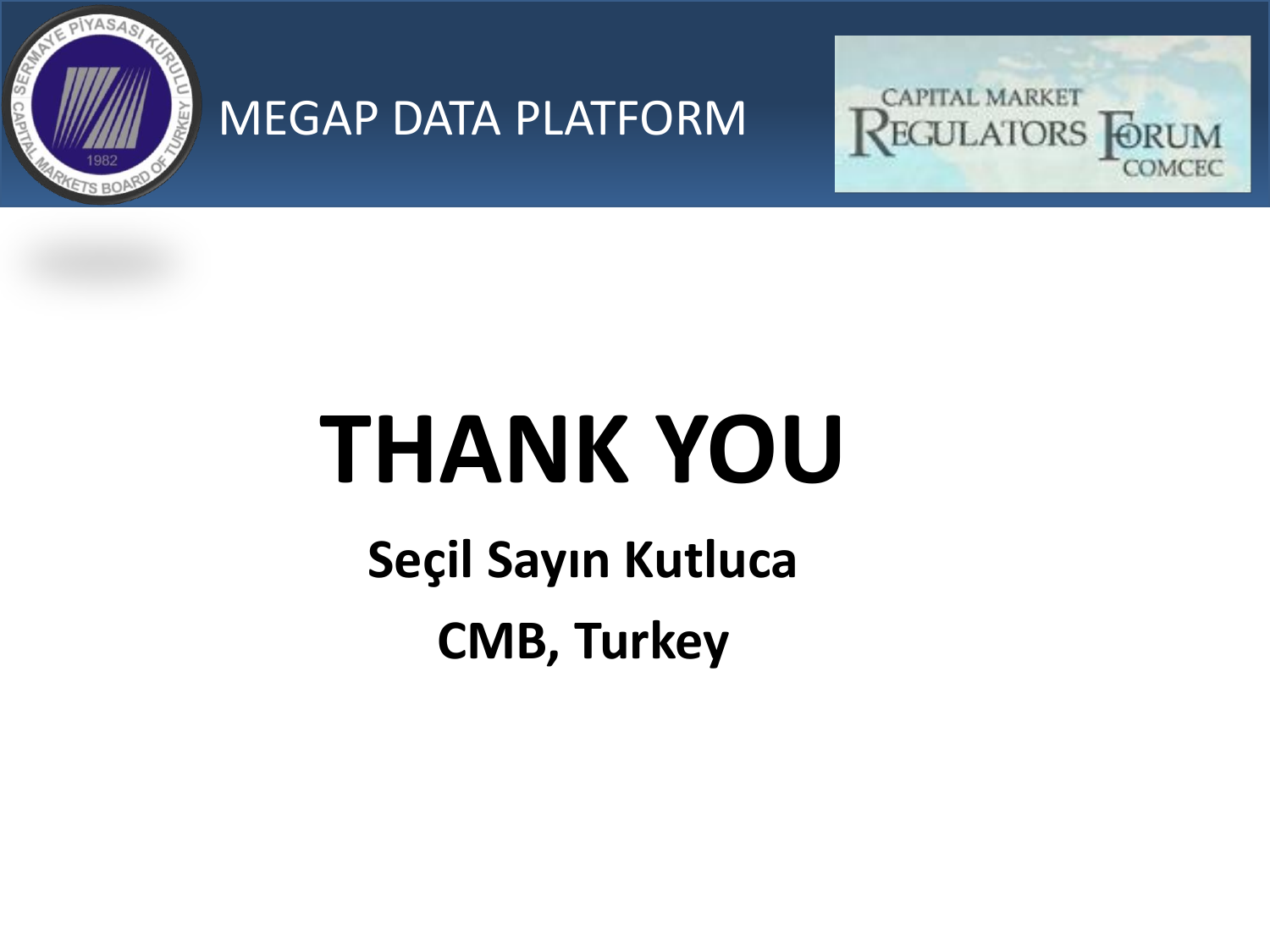# THANK YOU

**Seçil Sayın Kutluca**

**CMB, Turkey**